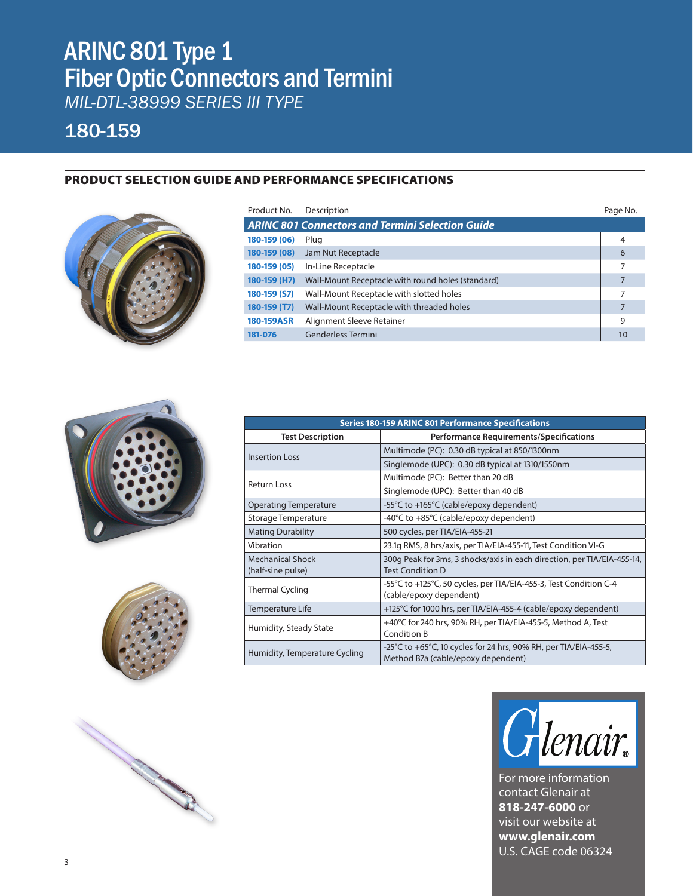# ARINC 801 Type 1 Fiber Optic Connectors and Termini

*MIL-DTL-38999 SERIES III TYPE*

## 180-159

### PRODUCT SELECTION GUIDE AND PERFORMANCE SPECIFICATIONS

| Product No. | Description | Page No. |
|---|---|---|
| ***ARINC 801 Connectors and Termini Selection Guide*** | | |
| **180-159 (06)** | Plug | 4 |
| **180-159 (08)** | Jam Nut Receptacle | 6 |
| **180-159 (05)** | In-Line Receptacle | 7 |
| **180-159 (H7)** | Wall-Mount Receptacle with round holes (standard) | 7 |
| **180-159 (S7)** | Wall-Mount Receptacle with slotted holes | 7 |
| **180-159 (T7)** | Wall-Mount Receptacle with threaded holes | 7 |
| **180-159ASR** | Alignment Sleeve Retainer | 9 |
| **181-076** | Genderless Termini | 10 |

| Series 180-159 ARINC 801 Performance Specifications | |
|---|---|
| **Test Description** | **Performance Requirements/Specifications** |
| Insertion Loss | Multimode (PC): 0.30 dB typical at 850/1300nm |
| | Singlemode (UPC): 0.30 dB typical at 1310/1550nm |
| Return Loss | Multimode (PC): Better than 20 dB |
| | Singlemode (UPC): Better than 40 dB |
| Operating Temperature | -55°C to +165°C (cable/epoxy dependent) |
| Storage Temperature | -40°C to +85°C (cable/epoxy dependent) |
| Mating Durability | 500 cycles, per TIA/EIA-455-21 |
| Vibration | 23.1g RMS, 8 hrs/axis, per TIA/EIA-455-11, Test Condition VI-G |
| Mechanical Shock (half-sine pulse) | 300g Peak for 3ms, 3 shocks/axis in each direction, per TIA/EIA-455-14, Test Condition D |
| Thermal Cycling | -55°C to +125°C, 50 cycles, per TIA/EIA-455-3, Test Condition C-4 (cable/epoxy dependent) |
| Temperature Life | +125°C for 1000 hrs, per TIA/EIA-455-4 (cable/epoxy dependent) |
| Humidity, Steady State | +40°C for 240 hrs, 90% RH, per TIA/EIA-455-5, Method A, Test Condition B |
| Humidity, Temperature Cycling | -25°C to +65°C, 10 cycles for 24 hrs, 90% RH, per TIA/EIA-455-5, Method B7a (cable/epoxy dependent) |

Glenair®

For more information contact Glenair at **818-247-6000** or visit our website at **www.glenair.com**
U.S. CAGE code 06324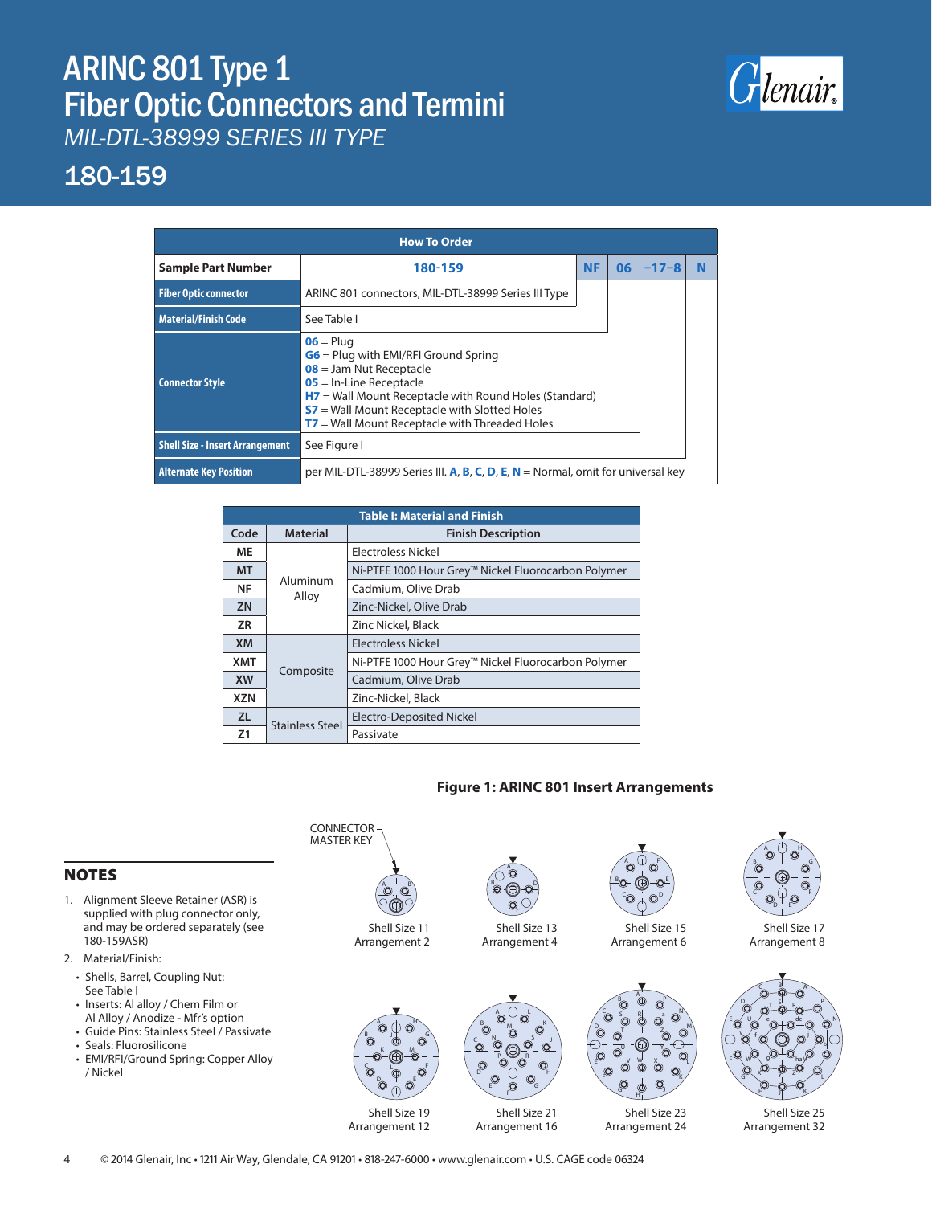# ARINC 801 Type 1 Fiber Optic Connectors and Termini

*MIL-DTL-38999 SERIES III TYPE*

## 180-159

| How To Order | | | | | |
|---|---|---|---|---|---|
| **Sample Part Number** | **180-159** | **NF** | **06** | **–17–8** | **N** |
| **Fiber Optic connector** | ARINC 801 connectors, MIL-DTL-38999 Series III Type | | | | |
| **Material/Finish Code** | See Table I | | | | |
| **Connector Style** | **06** = Plug<br>**G6** = Plug with EMI/RFI Ground Spring<br>**08** = Jam Nut Receptacle<br>**05** = In-Line Receptacle<br>**H7** = Wall Mount Receptacle with Round Holes (Standard)<br>**S7** = Wall Mount Receptacle with Slotted Holes<br>**T7** = Wall Mount Receptacle with Threaded Holes | | | | |
| **Shell Size - Insert Arrangement** | See Figure I | | | | |
| **Alternate Key Position** | per MIL-DTL-38999 Series III. **A**, **B**, **C**, **D**, **E**, **N** = Normal, omit for universal key | | | | |

| Table I: Material and Finish | | |
|---|---|---|
| **Code** | **Material** | **Finish Description** |
| **ME** | Aluminum Alloy | Electroless Nickel |
| **MT** | | Ni-PTFE 1000 Hour Grey™ Nickel Fluorocarbon Polymer |
| **NF** | | Cadmium, Olive Drab |
| **ZN** | | Zinc-Nickel, Olive Drab |
| **ZR** | | Zinc Nickel, Black |
| **XM** | Composite | Electroless Nickel |
| **XMT** | | Ni-PTFE 1000 Hour Grey™ Nickel Fluorocarbon Polymer |
| **XW** | | Cadmium, Olive Drab |
| **XZN** | | Zinc-Nickel, Black |
| **ZL** | Stainless Steel | Electro-Deposited Nickel |
| **Z1** | | Passivate |

## NOTES

1. Alignment Sleeve Retainer (ASR) is supplied with plug connector only, and may be ordered separately (see 180-159ASR)
2. Material/Finish:
   - Shells, Barrel, Coupling Nut: See Table I
   - Inserts: Al alloy / Chem Film or Al Alloy / Anodize - Mfr's option
   - Guide Pins: Stainless Steel / Passivate
   - Seals: Fluorosilicone
   - EMI/RFI/Ground Spring: Copper Alloy / Nickel

**Figure 1: ARINC 801 Insert Arrangements**

CONNECTOR MASTER KEY

Shell Size 11
Arrangement 2

Shell Size 13
Arrangement 4

Shell Size 15
Arrangement 6

Shell Size 17
Arrangement 8

Shell Size 19
Arrangement 12

Shell Size 21
Arrangement 16

Shell Size 23
Arrangement 24

Shell Size 25
Arrangement 32

© 2014 Glenair, Inc • 1211 Air Way, Glendale, CA 91201 • 818-247-6000 • www.glenair.com • U.S. CAGE code 06324